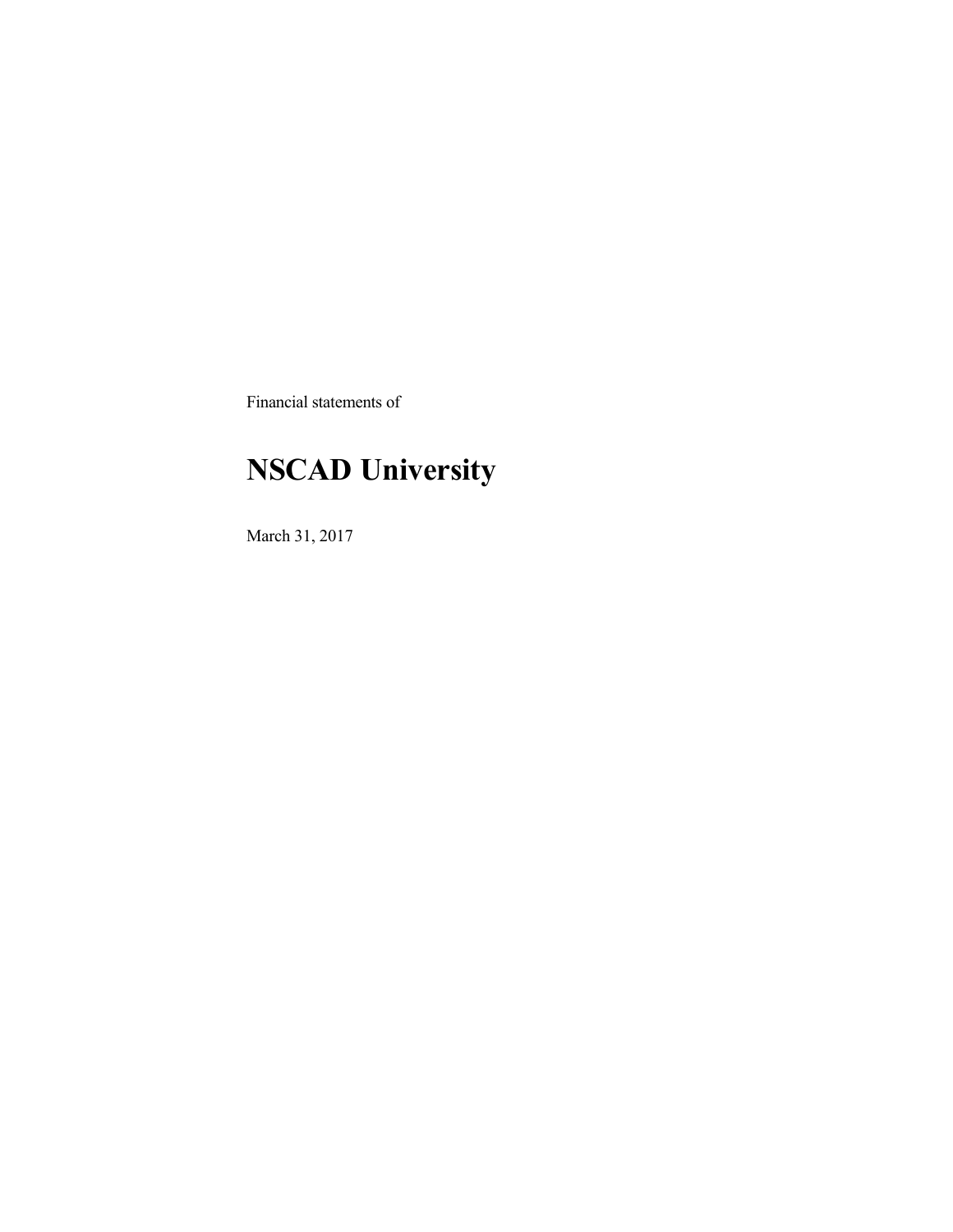Financial statements of

# NSCAD University

March 31, 2017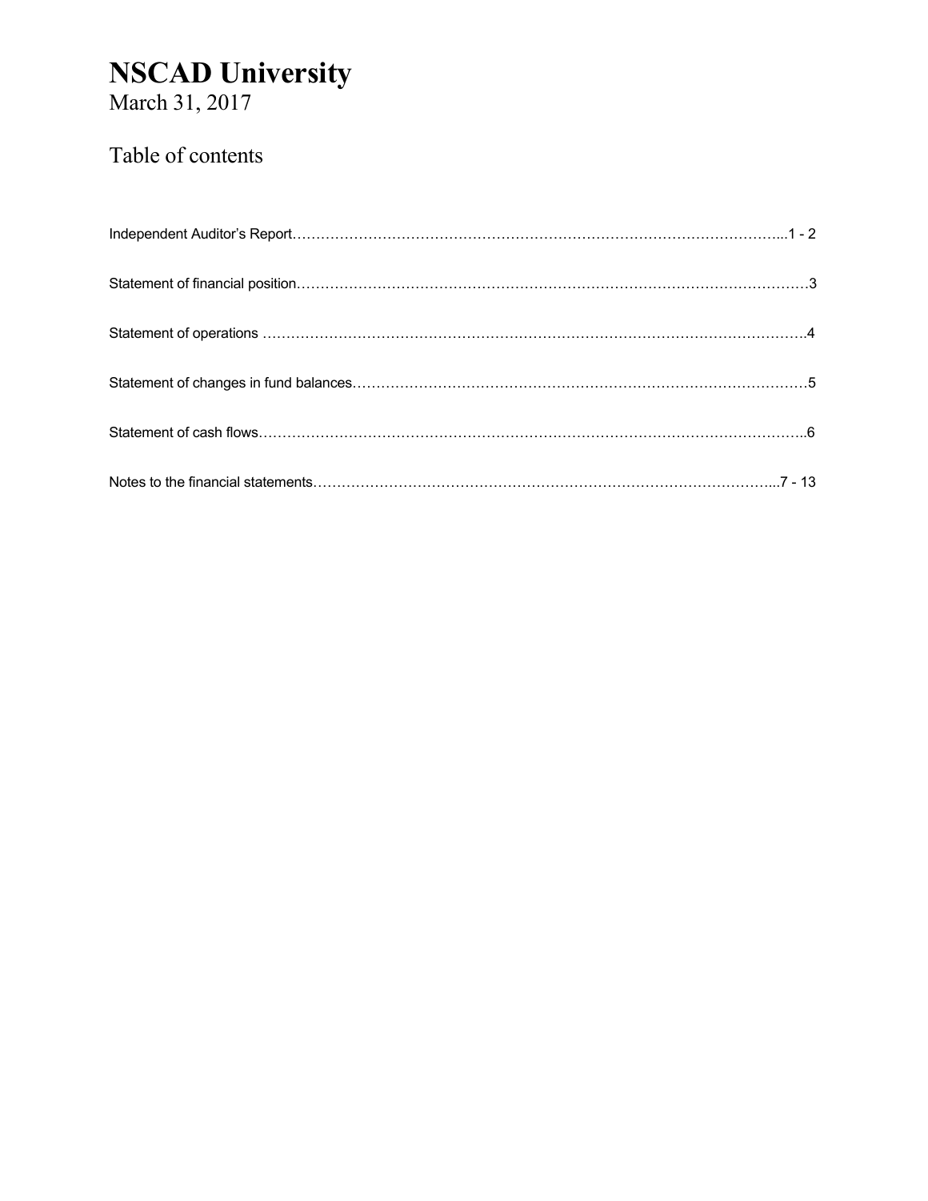# NSCAD University

March 31, 2017

## Table of contents

| | |
|---|---|
| Independent Auditor's Report | 1 - 2 |
| Statement of financial position | 3 |
| Statement of operations | 4 |
| Statement of changes in fund balances | 5 |
| Statement of cash flows | 6 |
| Notes to the financial statements | 7 - 13 |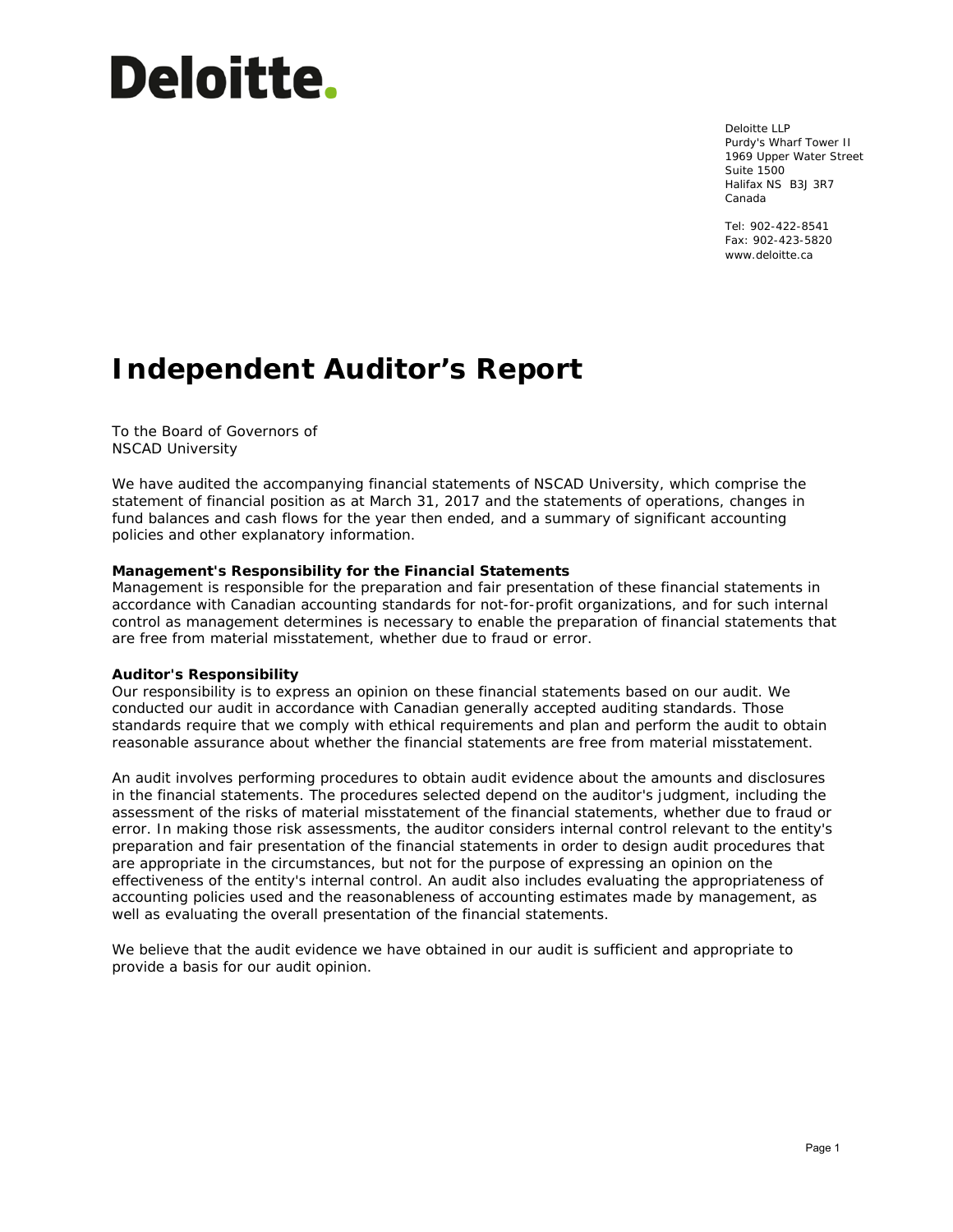Deloitte.

Deloitte LLP
Purdy's Wharf Tower II
1969 Upper Water Street
Suite 1500
Halifax NS B3J 3R7
Canada

Tel: 902-422-8541
Fax: 902-423-5820
www.deloitte.ca

# Independent Auditor's Report

To the Board of Governors of
NSCAD University

We have audited the accompanying financial statements of NSCAD University, which comprise the statement of financial position as at March 31, 2017 and the statements of operations, changes in fund balances and cash flows for the year then ended, and a summary of significant accounting policies and other explanatory information.

**Management's Responsibility for the Financial Statements**
Management is responsible for the preparation and fair presentation of these financial statements in accordance with Canadian accounting standards for not-for-profit organizations, and for such internal control as management determines is necessary to enable the preparation of financial statements that are free from material misstatement, whether due to fraud or error.

**Auditor's Responsibility**
Our responsibility is to express an opinion on these financial statements based on our audit. We conducted our audit in accordance with Canadian generally accepted auditing standards. Those standards require that we comply with ethical requirements and plan and perform the audit to obtain reasonable assurance about whether the financial statements are free from material misstatement.

An audit involves performing procedures to obtain audit evidence about the amounts and disclosures in the financial statements. The procedures selected depend on the auditor's judgment, including the assessment of the risks of material misstatement of the financial statements, whether due to fraud or error. In making those risk assessments, the auditor considers internal control relevant to the entity's preparation and fair presentation of the financial statements in order to design audit procedures that are appropriate in the circumstances, but not for the purpose of expressing an opinion on the effectiveness of the entity's internal control. An audit also includes evaluating the appropriateness of accounting policies used and the reasonableness of accounting estimates made by management, as well as evaluating the overall presentation of the financial statements.

We believe that the audit evidence we have obtained in our audit is sufficient and appropriate to provide a basis for our audit opinion.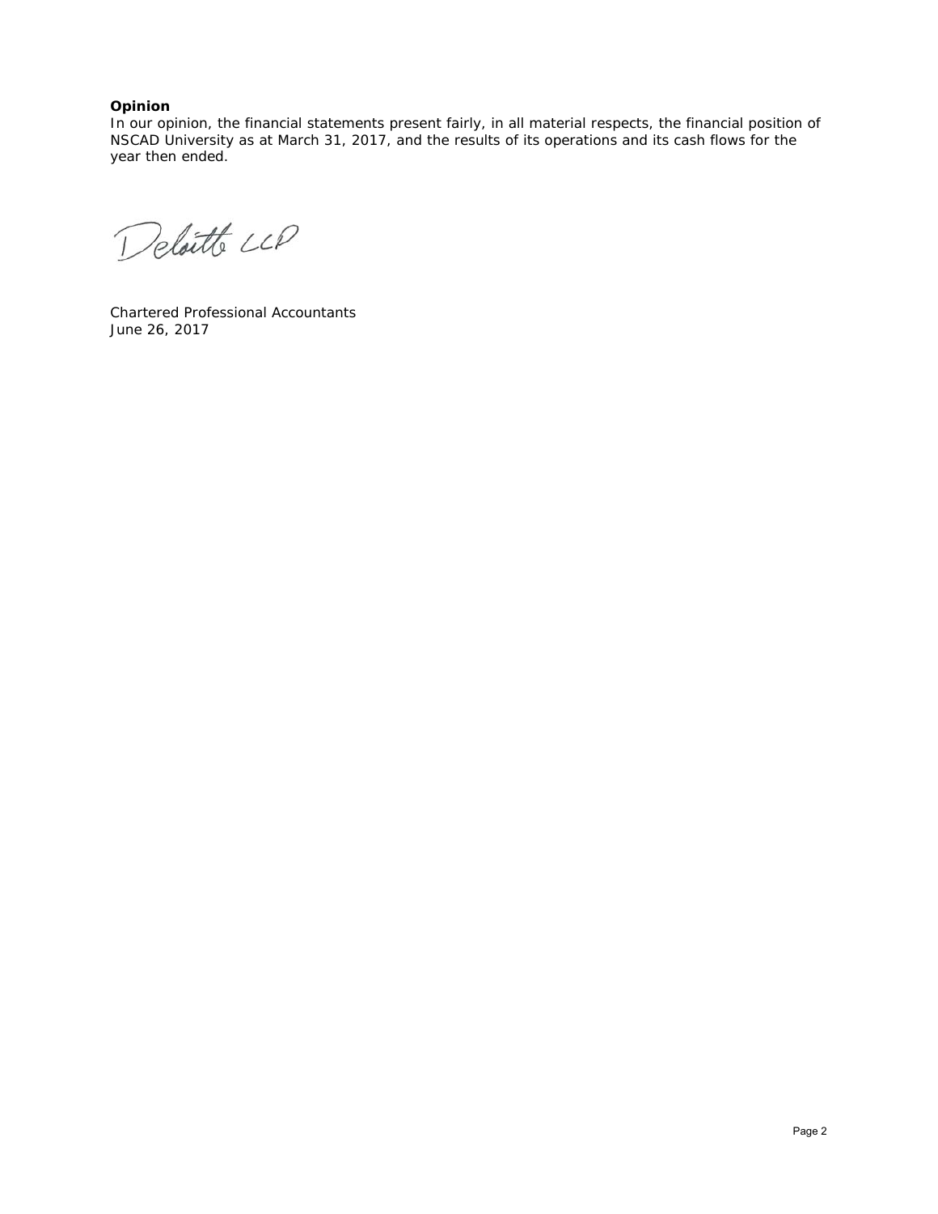**Opinion**

In our opinion, the financial statements present fairly, in all material respects, the financial position of NSCAD University as at March 31, 2017, and the results of its operations and its cash flows for the year then ended.

Deloitte LLP

Chartered Professional Accountants
June 26, 2017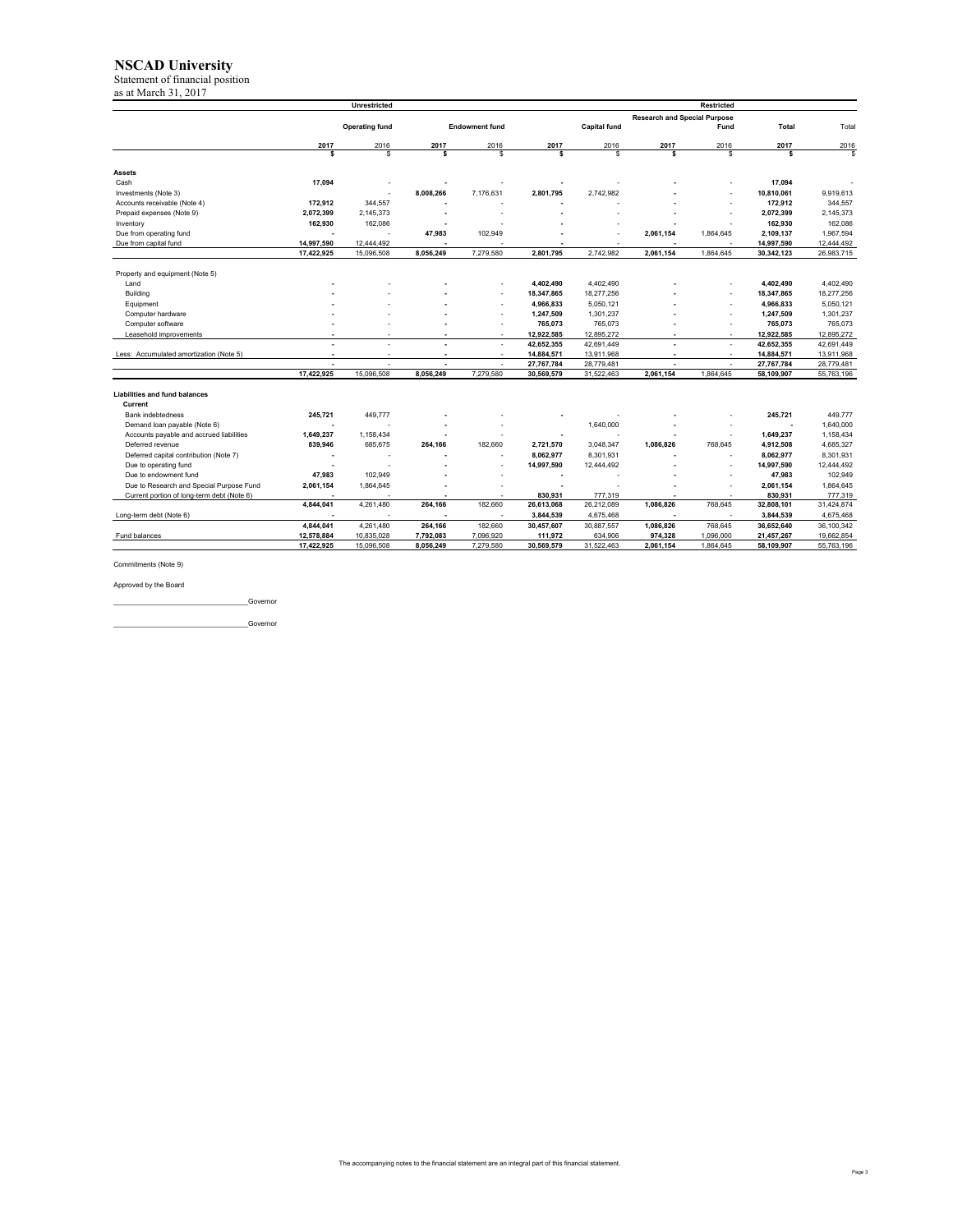# NSCAD University

Statement of financial position
as at March 31, 2017

| | Unrestricted | | Restricted | | | | | | | |
|---|---|---|---|---|---|---|---|---|---|---|
| | Operating fund | | Endowment fund | | Capital fund | | Research and Special Purpose Fund | | Total | Total |
| | 2017 | 2016 | 2017 | 2016 | 2017 | 2016 | 2017 | 2016 | 2017 | 2016 |
| | $ | $ | $ | $ | $ | $ | $ | $ | $ | $ |
| **Assets** | | | | | | | | | | |
| Cash | 17,094 | - | - | - | - | - | - | - | 17,094 | - |
| Investments (Note 3) | | - | 8,008,266 | 7,176,631 | 2,801,795 | 2,742,982 | - | - | 10,810,061 | 9,919,613 |
| Accounts receivable (Note 4) | 172,912 | 344,557 | - | - | - | - | - | - | 172,912 | 344,557 |
| Prepaid expenses (Note 9) | 2,072,399 | 2,145,373 | - | - | - | - | - | - | 2,072,399 | 2,145,373 |
| Inventory | 162,930 | 162,086 | - | - | - | - | - | - | 162,930 | 162,086 |
| Due from operating fund | - | - | 47,983 | 102,949 | - | - | 2,061,154 | 1,864,645 | 2,109,137 | 1,967,594 |
| Due from capital fund | 14,997,590 | 12,444,492 | - | - | - | - | - | - | 14,997,590 | 12,444,492 |
| | 17,422,925 | 15,096,508 | 8,056,249 | 7,279,580 | 2,801,795 | 2,742,982 | 2,061,154 | 1,864,645 | 30,342,123 | 26,983,715 |
| Property and equipment (Note 5) | | | | | | | | | | |
| Land | - | - | - | - | 4,402,490 | 4,402,490 | - | - | 4,402,490 | 4,402,490 |
| Building | - | - | - | - | 18,347,865 | 18,277,256 | - | - | 18,347,865 | 18,277,256 |
| Equipment | - | - | - | - | 4,966,833 | 5,050,121 | - | - | 4,966,833 | 5,050,121 |
| Computer hardware | - | - | - | - | 1,247,509 | 1,301,237 | - | - | 1,247,509 | 1,301,237 |
| Computer software | - | - | - | - | 765,073 | 765,073 | - | - | 765,073 | 765,073 |
| Leasehold improvements | - | - | - | - | 12,922,585 | 12,895,272 | - | - | 12,922,585 | 12,895,272 |
| | - | - | - | - | 42,652,355 | 42,691,449 | - | - | 42,652,355 | 42,691,449 |
| Less: Accumulated amortization (Note 5) | - | - | - | - | 14,884,571 | 13,911,968 | - | - | 14,884,571 | 13,911,968 |
| | - | - | - | - | 27,767,784 | 28,779,481 | - | - | 27,767,784 | 28,779,481 |
| | 17,422,925 | 15,096,508 | 8,056,249 | 7,279,580 | 30,569,579 | 31,522,463 | 2,061,154 | 1,864,645 | 58,109,907 | 55,763,196 |
| **Liabilities and fund balances** | | | | | | | | | | |
| **Current** | | | | | | | | | | |
| Bank indebtedness | 245,721 | 449,777 | - | - | - | - | - | - | 245,721 | 449,777 |
| Demand loan payable (Note 6) | - | - | - | - | - | 1,640,000 | - | - | - | 1,640,000 |
| Accounts payable and accrued liabilities | 1,649,237 | 1,158,434 | - | - | - | - | - | - | 1,649,237 | 1,158,434 |
| Deferred revenue | 839,946 | 685,675 | 264,166 | 182,660 | 2,721,570 | 3,048,347 | 1,086,826 | 768,645 | 4,912,508 | 4,685,327 |
| Deferred capital contribution (Note 7) | - | - | - | - | 8,062,977 | 8,301,931 | - | - | 8,062,977 | 8,301,931 |
| Due to operating fund | - | - | - | - | 14,997,590 | 12,444,492 | - | - | 14,997,590 | 12,444,492 |
| Due to endowment fund | 47,983 | 102,949 | - | - | - | - | - | - | 47,983 | 102,949 |
| Due to Research and Special Purpose Fund | 2,061,154 | 1,864,645 | - | - | - | - | - | - | 2,061,154 | 1,864,645 |
| Current portion of long-term debt (Note 6) | - | - | - | - | 830,931 | 777,319 | - | - | 830,931 | 777,319 |
| | 4,844,041 | 4,261,480 | 264,166 | 182,660 | 26,613,068 | 26,212,089 | 1,086,826 | 768,645 | 32,808,101 | 31,424,874 |
| Long-term debt (Note 6) | - | - | - | - | 3,844,539 | 4,675,468 | - | - | 3,844,539 | 4,675,468 |
| | 4,844,041 | 4,261,480 | 264,166 | 182,660 | 30,457,607 | 30,887,557 | 1,086,826 | 768,645 | 36,652,640 | 36,100,342 |
| Fund balances | 12,578,884 | 10,835,028 | 7,792,083 | 7,096,920 | 111,972 | 634,906 | 974,328 | 1,096,000 | 21,457,267 | 19,662,854 |
| | 17,422,925 | 15,096,508 | 8,056,249 | 7,279,580 | 30,569,579 | 31,522,463 | 2,061,154 | 1,864,645 | 58,109,907 | 55,763,196 |

Commitments (Note 9)

Approved by the Board

_________________________________Governor

_________________________________Governor

The accompanying notes to the financial statement are an integral part of this financial statement.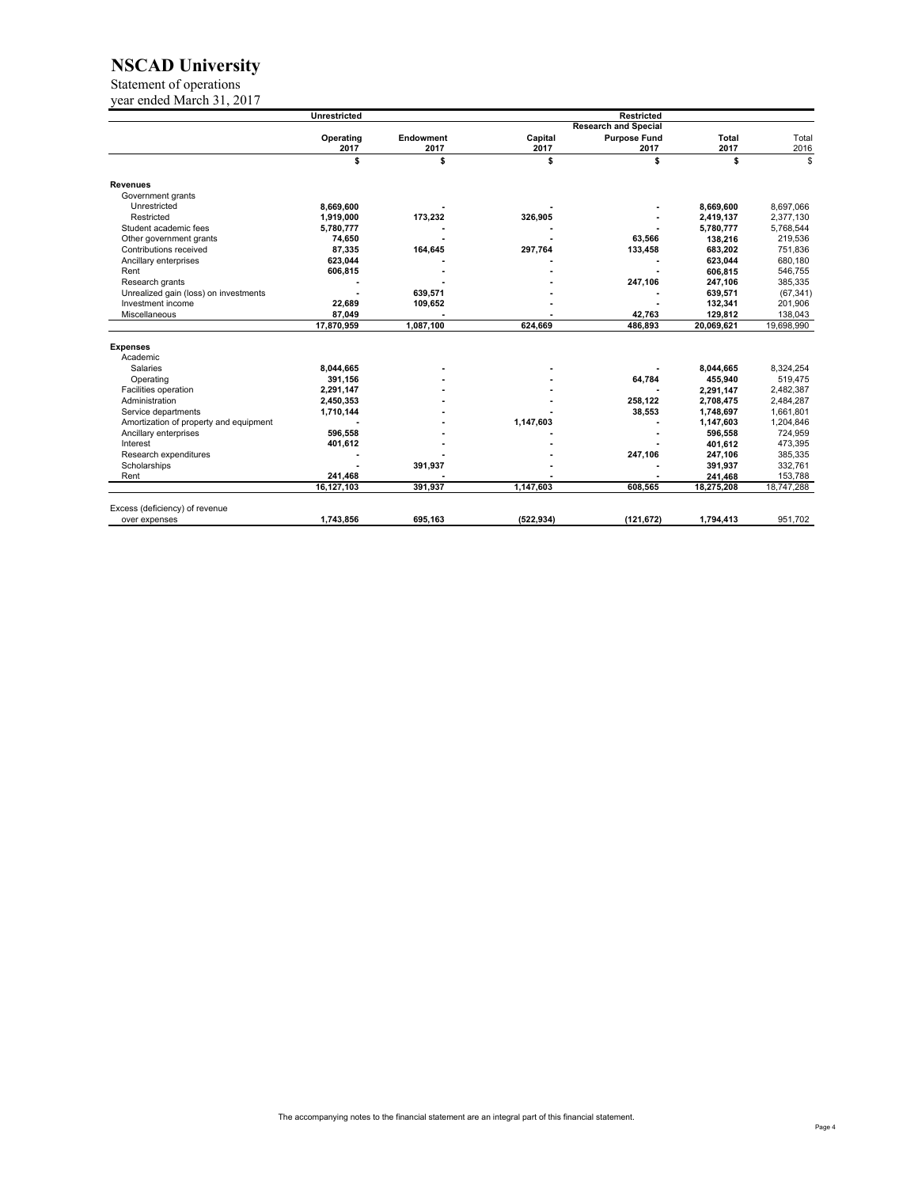# NSCAD University

Statement of operations
year ended March 31, 2017

| | Unrestricted | Restricted | | | | |
|---|---|---|---|---|---|---|
| | | | | Research and Special | | |
| | Operating 2017 | Endowment 2017 | Capital 2017 | Purpose Fund 2017 | Total 2017 | Total 2016 |
| | $ | $ | $ | $ | $ | $ |
| **Revenues** | | | | | | |
| Government grants | | | | | | |
| Unrestricted | 8,669,600 | - | - | - | 8,669,600 | 8,697,066 |
| Restricted | 1,919,000 | 173,232 | 326,905 | - | 2,419,137 | 2,377,130 |
| Student academic fees | 5,780,777 | - | - | - | 5,780,777 | 5,768,544 |
| Other government grants | 74,650 | - | - | 63,566 | 138,216 | 219,536 |
| Contributions received | 87,335 | 164,645 | 297,764 | 133,458 | 683,202 | 751,836 |
| Ancillary enterprises | 623,044 | - | - | - | 623,044 | 680,180 |
| Rent | 606,815 | - | - | - | 606,815 | 546,755 |
| Research grants | - | - | - | 247,106 | 247,106 | 385,335 |
| Unrealized gain (loss) on investments | - | 639,571 | - | - | 639,571 | (67,341) |
| Investment income | 22,689 | 109,652 | - | - | 132,341 | 201,906 |
| Miscellaneous | 87,049 | - | - | 42,763 | 129,812 | 138,043 |
| | 17,870,959 | 1,087,100 | 624,669 | 486,893 | 20,069,621 | 19,698,990 |
| **Expenses** | | | | | | |
| Academic | | | | | | |
| Salaries | 8,044,665 | - | - | - | 8,044,665 | 8,324,254 |
| Operating | 391,156 | - | - | 64,784 | 455,940 | 519,475 |
| Facilities operation | 2,291,147 | - | - | - | 2,291,147 | 2,482,387 |
| Administration | 2,450,353 | - | - | 258,122 | 2,708,475 | 2,484,287 |
| Service departments | 1,710,144 | - | - | 38,553 | 1,748,697 | 1,661,801 |
| Amortization of property and equipment | - | - | 1,147,603 | - | 1,147,603 | 1,204,846 |
| Ancillary enterprises | 596,558 | - | - | - | 596,558 | 724,959 |
| Interest | 401,612 | - | - | - | 401,612 | 473,395 |
| Research expenditures | - | - | - | 247,106 | 247,106 | 385,335 |
| Scholarships | - | 391,937 | - | - | 391,937 | 332,761 |
| Rent | 241,468 | - | - | - | 241,468 | 153,788 |
| | 16,127,103 | 391,937 | 1,147,603 | 608,565 | 18,275,208 | 18,747,288 |
| Excess (deficiency) of revenue over expenses | 1,743,856 | 695,163 | (522,934) | (121,672) | 1,794,413 | 951,702 |

The accompanying notes to the financial statement are an integral part of this financial statement.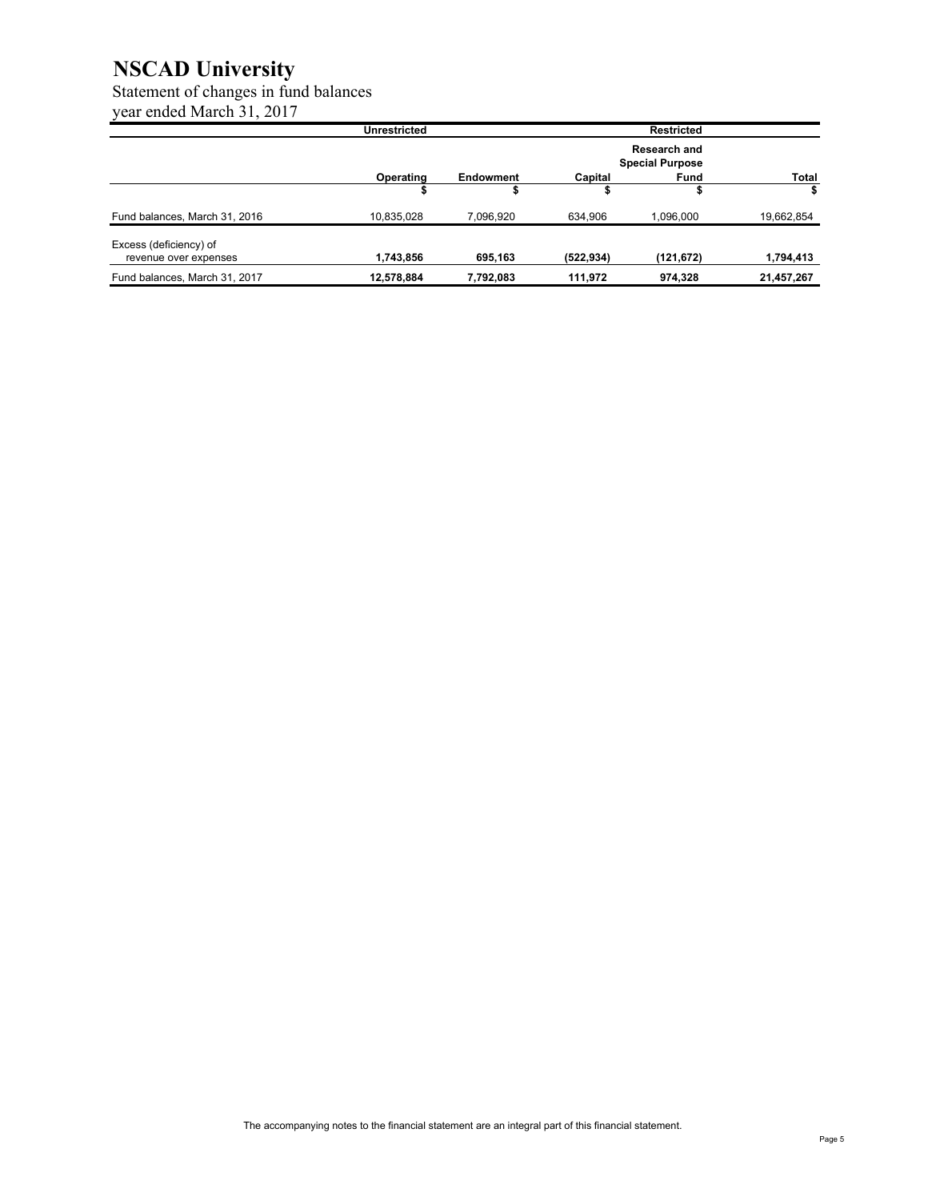# NSCAD University

Statement of changes in fund balances
year ended March 31, 2017

| | Unrestricted | | Restricted | | |
|---|---|---|---|---|---|
| | Operating | Endowment | Capital | Research and Special Purpose Fund | Total |
| | $ | $ | $ | $ | $ |
| Fund balances, March 31, 2016 | 10,835,028 | 7,096,920 | 634,906 | 1,096,000 | 19,662,854 |
| Excess (deficiency) of revenue over expenses | **1,743,856** | **695,163** | **(522,934)** | **(121,672)** | **1,794,413** |
| Fund balances, March 31, 2017 | **12,578,884** | **7,792,083** | **111,972** | **974,328** | **21,457,267** |

The accompanying notes to the financial statement are an integral part of this financial statement.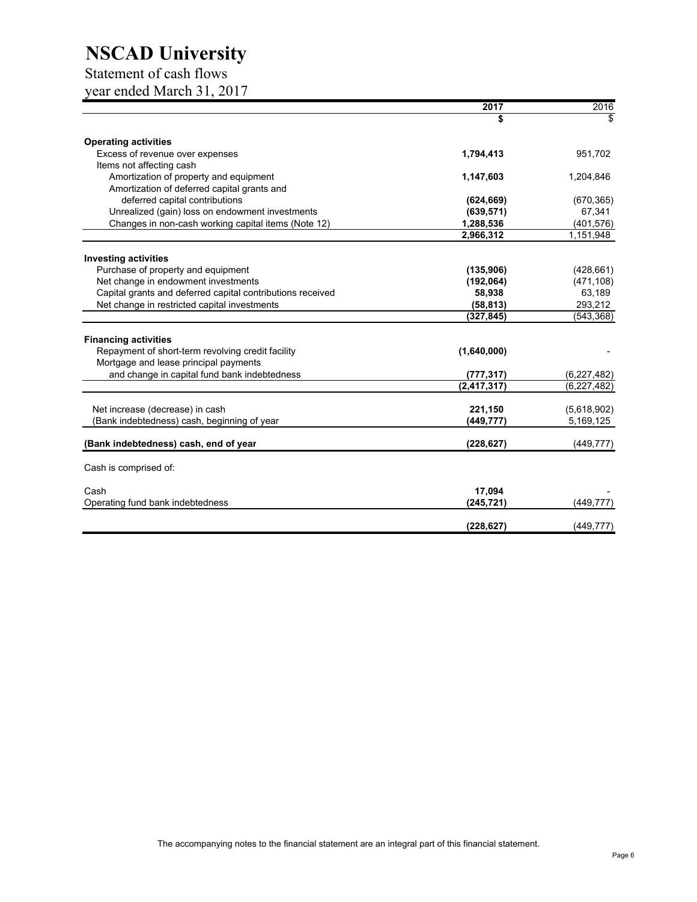# NSCAD University

## Statement of cash flows
year ended March 31, 2017

| | 2017 | 2016 |
|---|---|---|
| | $ | $ |
| **Operating activities** | | |
| Excess of revenue over expenses | **1,794,413** | 951,702 |
| Items not affecting cash | | |
| Amortization of property and equipment | **1,147,603** | 1,204,846 |
| Amortization of deferred capital grants and deferred capital contributions | **(624,669)** | (670,365) |
| Unrealized (gain) loss on endowment investments | **(639,571)** | 67,341 |
| Changes in non-cash working capital items (Note 12) | **1,288,536** | (401,576) |
| | **2,966,312** | 1,151,948 |
| **Investing activities** | | |
| Purchase of property and equipment | **(135,906)** | (428,661) |
| Net change in endowment investments | **(192,064)** | (471,108) |
| Capital grants and deferred capital contributions received | **58,938** | 63,189 |
| Net change in restricted capital investments | **(58,813)** | 293,212 |
| | **(327,845)** | (543,368) |
| **Financing activities** | | |
| Repayment of short-term revolving credit facility | **(1,640,000)** | - |
| Mortgage and lease principal payments and change in capital fund bank indebtedness | **(777,317)** | (6,227,482) |
| | **(2,417,317)** | (6,227,482) |
| Net increase (decrease) in cash | **221,150** | (5,618,902) |
| (Bank indebtedness) cash, beginning of year | **(449,777)** | 5,169,125 |
| **(Bank indebtedness) cash, end of year** | **(228,627)** | (449,777) |
| Cash is comprised of: | | |
| Cash | **17,094** | - |
| Operating fund bank indebtedness | **(245,721)** | (449,777) |
| | **(228,627)** | (449,777) |

The accompanying notes to the financial statement are an integral part of this financial statement.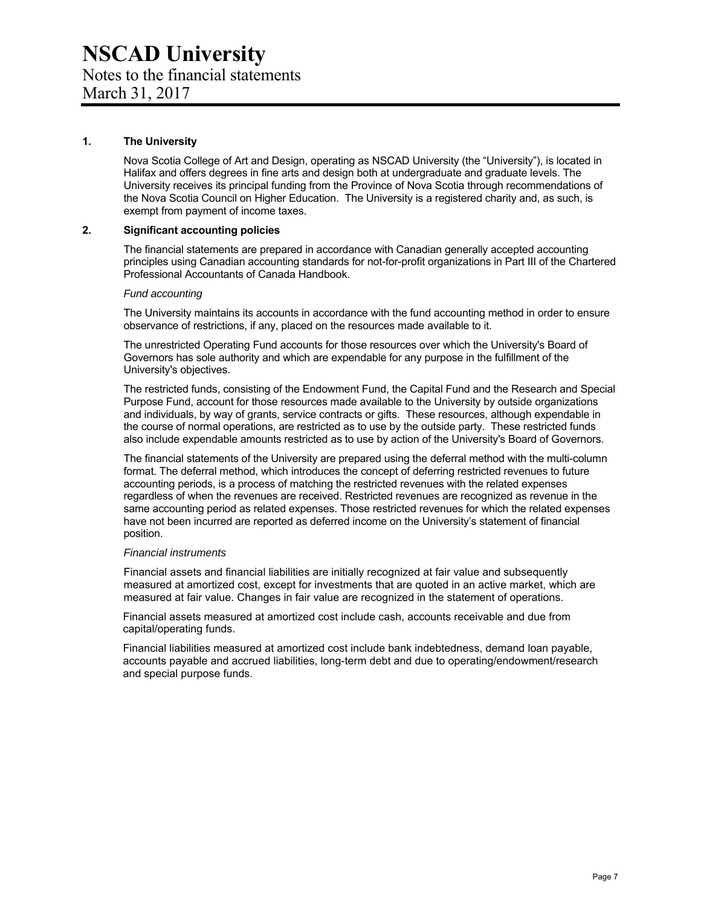# NSCAD University

Notes to the financial statements
March 31, 2017

## 1. The University

Nova Scotia College of Art and Design, operating as NSCAD University (the "University"), is located in Halifax and offers degrees in fine arts and design both at undergraduate and graduate levels. The University receives its principal funding from the Province of Nova Scotia through recommendations of the Nova Scotia Council on Higher Education. The University is a registered charity and, as such, is exempt from payment of income taxes.

## 2. Significant accounting policies

The financial statements are prepared in accordance with Canadian generally accepted accounting principles using Canadian accounting standards for not-for-profit organizations in Part III of the Chartered Professional Accountants of Canada Handbook.

*Fund accounting*

The University maintains its accounts in accordance with the fund accounting method in order to ensure observance of restrictions, if any, placed on the resources made available to it.

The unrestricted Operating Fund accounts for those resources over which the University's Board of Governors has sole authority and which are expendable for any purpose in the fulfillment of the University's objectives.

The restricted funds, consisting of the Endowment Fund, the Capital Fund and the Research and Special Purpose Fund, account for those resources made available to the University by outside organizations and individuals, by way of grants, service contracts or gifts. These resources, although expendable in the course of normal operations, are restricted as to use by the outside party. These restricted funds also include expendable amounts restricted as to use by action of the University's Board of Governors.

The financial statements of the University are prepared using the deferral method with the multi-column format. The deferral method, which introduces the concept of deferring restricted revenues to future accounting periods, is a process of matching the restricted revenues with the related expenses regardless of when the revenues are received. Restricted revenues are recognized as revenue in the same accounting period as related expenses. Those restricted revenues for which the related expenses have not been incurred are reported as deferred income on the University's statement of financial position.

*Financial instruments*

Financial assets and financial liabilities are initially recognized at fair value and subsequently measured at amortized cost, except for investments that are quoted in an active market, which are measured at fair value. Changes in fair value are recognized in the statement of operations.

Financial assets measured at amortized cost include cash, accounts receivable and due from capital/operating funds.

Financial liabilities measured at amortized cost include bank indebtedness, demand loan payable, accounts payable and accrued liabilities, long-term debt and due to operating/endowment/research and special purpose funds.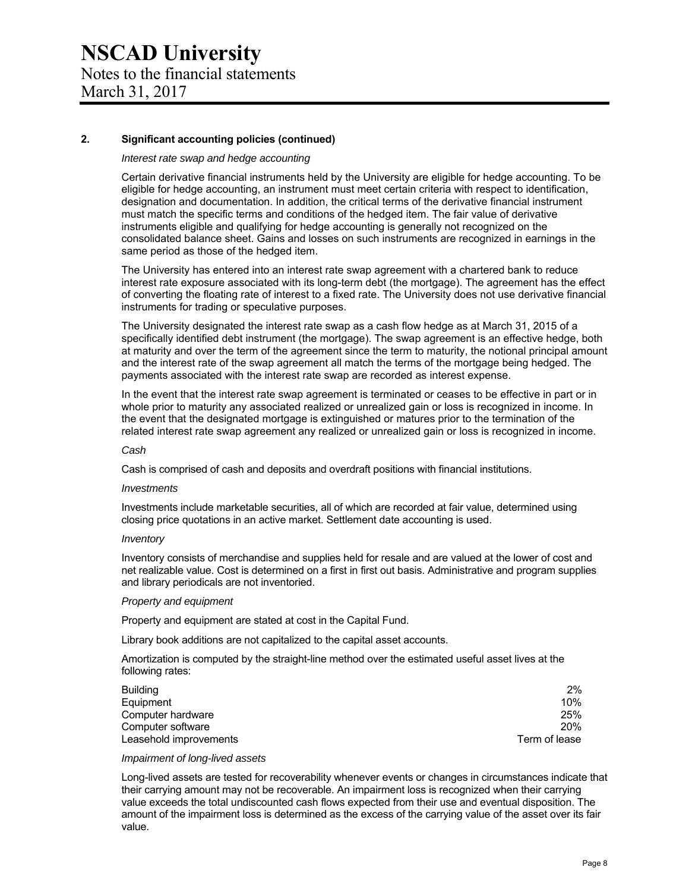## 2. Significant accounting policies (continued)

*Interest rate swap and hedge accounting*

Certain derivative financial instruments held by the University are eligible for hedge accounting. To be eligible for hedge accounting, an instrument must meet certain criteria with respect to identification, designation and documentation. In addition, the critical terms of the derivative financial instrument must match the specific terms and conditions of the hedged item. The fair value of derivative instruments eligible and qualifying for hedge accounting is generally not recognized on the consolidated balance sheet. Gains and losses on such instruments are recognized in earnings in the same period as those of the hedged item.

The University has entered into an interest rate swap agreement with a chartered bank to reduce interest rate exposure associated with its long-term debt (the mortgage). The agreement has the effect of converting the floating rate of interest to a fixed rate. The University does not use derivative financial instruments for trading or speculative purposes.

The University designated the interest rate swap as a cash flow hedge as at March 31, 2015 of a specifically identified debt instrument (the mortgage). The swap agreement is an effective hedge, both at maturity and over the term of the agreement since the term to maturity, the notional principal amount and the interest rate of the swap agreement all match the terms of the mortgage being hedged. The payments associated with the interest rate swap are recorded as interest expense.

In the event that the interest rate swap agreement is terminated or ceases to be effective in part or in whole prior to maturity any associated realized or unrealized gain or loss is recognized in income. In the event that the designated mortgage is extinguished or matures prior to the termination of the related interest rate swap agreement any realized or unrealized gain or loss is recognized in income.

*Cash*

Cash is comprised of cash and deposits and overdraft positions with financial institutions.

*Investments*

Investments include marketable securities, all of which are recorded at fair value, determined using closing price quotations in an active market. Settlement date accounting is used.

*Inventory*

Inventory consists of merchandise and supplies held for resale and are valued at the lower of cost and net realizable value. Cost is determined on a first in first out basis. Administrative and program supplies and library periodicals are not inventoried.

*Property and equipment*

Property and equipment are stated at cost in the Capital Fund.

Library book additions are not capitalized to the capital asset accounts.

Amortization is computed by the straight-line method over the estimated useful asset lives at the following rates:

| | |
|---|---|
| Building | 2% |
| Equipment | 10% |
| Computer hardware | 25% |
| Computer software | 20% |
| Leasehold improvements | Term of lease |

*Impairment of long-lived assets*

Long-lived assets are tested for recoverability whenever events or changes in circumstances indicate that their carrying amount may not be recoverable. An impairment loss is recognized when their carrying value exceeds the total undiscounted cash flows expected from their use and eventual disposition. The amount of the impairment loss is determined as the excess of the carrying value of the asset over its fair value.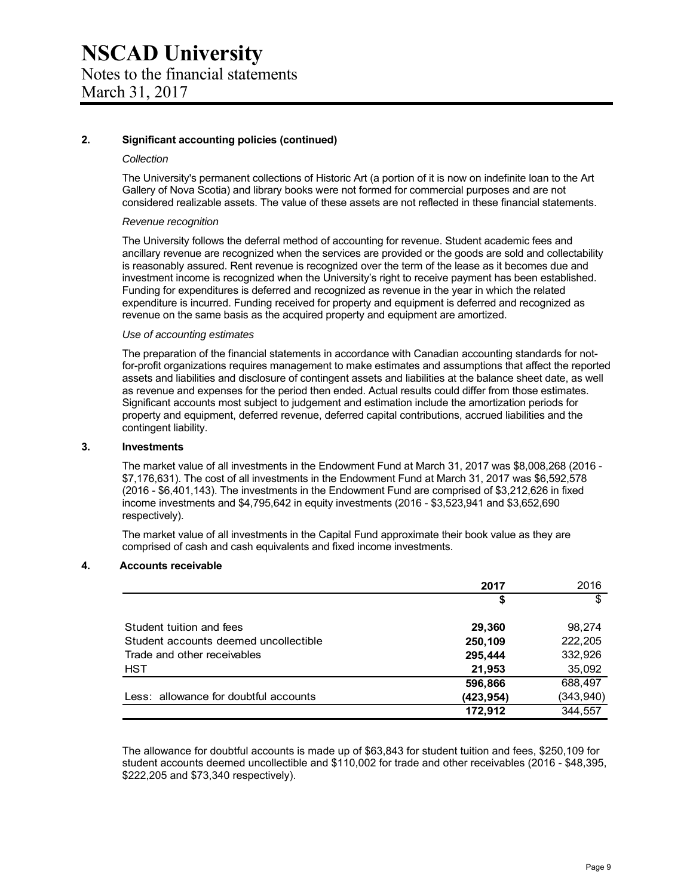## 2. Significant accounting policies (continued)

*Collection*

The University's permanent collections of Historic Art (a portion of it is now on indefinite loan to the Art Gallery of Nova Scotia) and library books were not formed for commercial purposes and are not considered realizable assets. The value of these assets are not reflected in these financial statements.

*Revenue recognition*

The University follows the deferral method of accounting for revenue. Student academic fees and ancillary revenue are recognized when the services are provided or the goods are sold and collectability is reasonably assured. Rent revenue is recognized over the term of the lease as it becomes due and investment income is recognized when the University's right to receive payment has been established. Funding for expenditures is deferred and recognized as revenue in the year in which the related expenditure is incurred. Funding received for property and equipment is deferred and recognized as revenue on the same basis as the acquired property and equipment are amortized.

*Use of accounting estimates*

The preparation of the financial statements in accordance with Canadian accounting standards for not-for-profit organizations requires management to make estimates and assumptions that affect the reported assets and liabilities and disclosure of contingent assets and liabilities at the balance sheet date, as well as revenue and expenses for the period then ended. Actual results could differ from those estimates. Significant accounts most subject to judgement and estimation include the amortization periods for property and equipment, deferred revenue, deferred capital contributions, accrued liabilities and the contingent liability.

## 3. Investments

The market value of all investments in the Endowment Fund at March 31, 2017 was $8,008,268 (2016 - $7,176,631). The cost of all investments in the Endowment Fund at March 31, 2017 was $6,592,578 (2016 - $6,401,143). The investments in the Endowment Fund are comprised of $3,212,626 in fixed income investments and $4,795,642 in equity investments (2016 - $3,523,941 and $3,652,690 respectively).

The market value of all investments in the Capital Fund approximate their book value as they are comprised of cash and cash equivalents and fixed income investments.

## 4. Accounts receivable

| | **2017** | 2016 |
|---|---|---|
| | **$** | $ |
| Student tuition and fees | **29,360** | 98,274 |
| Student accounts deemed uncollectible | **250,109** | 222,205 |
| Trade and other receivables | **295,444** | 332,926 |
| HST | **21,953** | 35,092 |
| | **596,866** | 688,497 |
| Less: allowance for doubtful accounts | **(423,954)** | (343,940) |
| | **172,912** | 344,557 |

The allowance for doubtful accounts is made up of $63,843 for student tuition and fees, $250,109 for student accounts deemed uncollectible and $110,002 for trade and other receivables (2016 - $48,395, $222,205 and $73,340 respectively).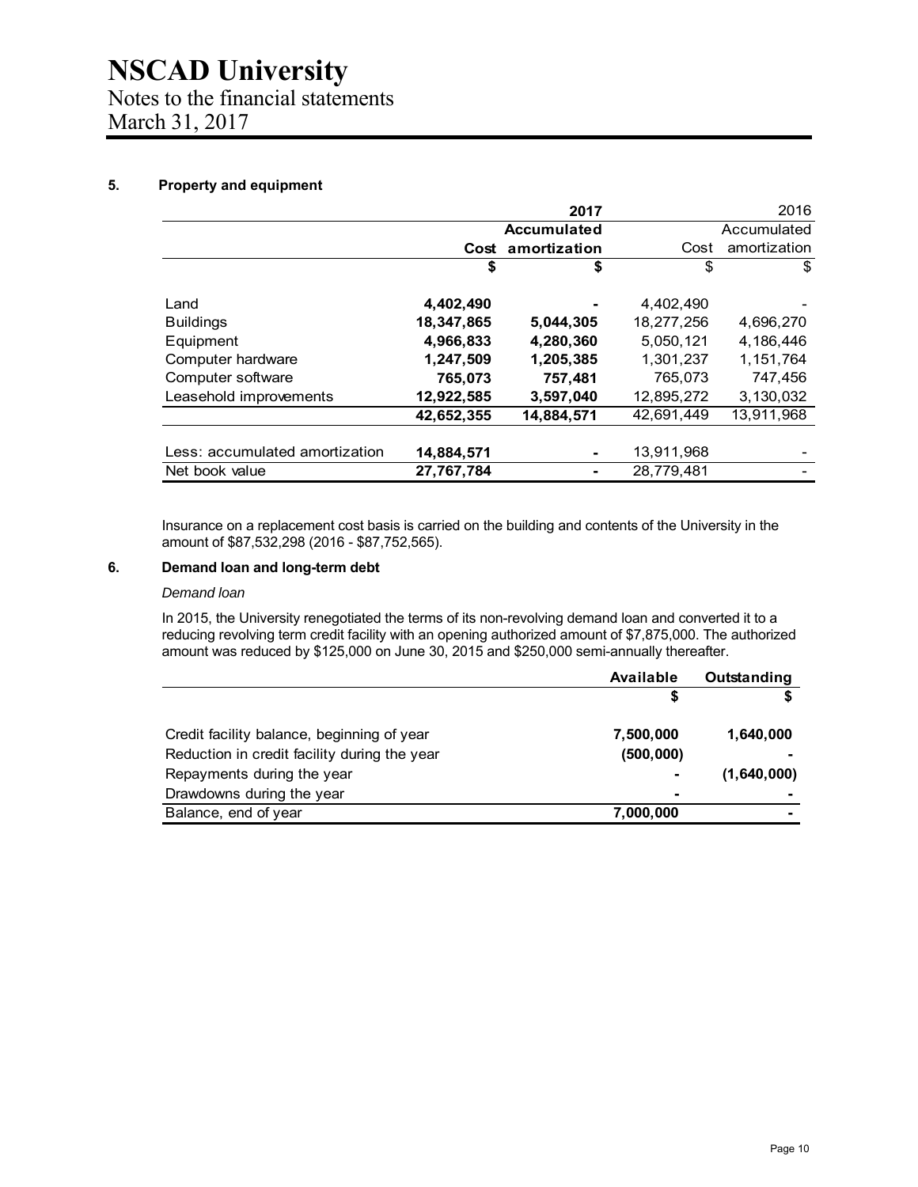# NSCAD University

Notes to the financial statements
March 31, 2017

## 5. Property and equipment

| | 2017 | | 2016 | |
|---|---|---|---|---|
| | | **Accumulated** | | Accumulated |
| | **Cost** | **amortization** | Cost | amortization |
| | **$** | **$** | $ | $ |
| Land | **4,402,490** | **-** | 4,402,490 | - |
| Buildings | **18,347,865** | **5,044,305** | 18,277,256 | 4,696,270 |
| Equipment | **4,966,833** | **4,280,360** | 5,050,121 | 4,186,446 |
| Computer hardware | **1,247,509** | **1,205,385** | 1,301,237 | 1,151,764 |
| Computer software | **765,073** | **757,481** | 765,073 | 747,456 |
| Leasehold improvements | **12,922,585** | **3,597,040** | 12,895,272 | 3,130,032 |
| | **42,652,355** | **14,884,571** | 42,691,449 | 13,911,968 |
| Less: accumulated amortization | **14,884,571** | **-** | 13,911,968 | - |
| Net book value | **27,767,784** | **-** | 28,779,481 | - |

Insurance on a replacement cost basis is carried on the building and contents of the University in the amount of $87,532,298 (2016 - $87,752,565).

## 6. Demand loan and long-term debt

*Demand loan*

In 2015, the University renegotiated the terms of its non-revolving demand loan and converted it to a reducing revolving term credit facility with an opening authorized amount of $7,875,000. The authorized amount was reduced by $125,000 on June 30, 2015 and $250,000 semi-annually thereafter.

| | **Available** | **Outstanding** |
|---|---|---|
| | **$** | **$** |
| Credit facility balance, beginning of year | **7,500,000** | **1,640,000** |
| Reduction in credit facility during the year | **(500,000)** | **-** |
| Repayments during the year | **-** | **(1,640,000)** |
| Drawdowns during the year | **-** | **-** |
| Balance, end of year | **7,000,000** | **-** |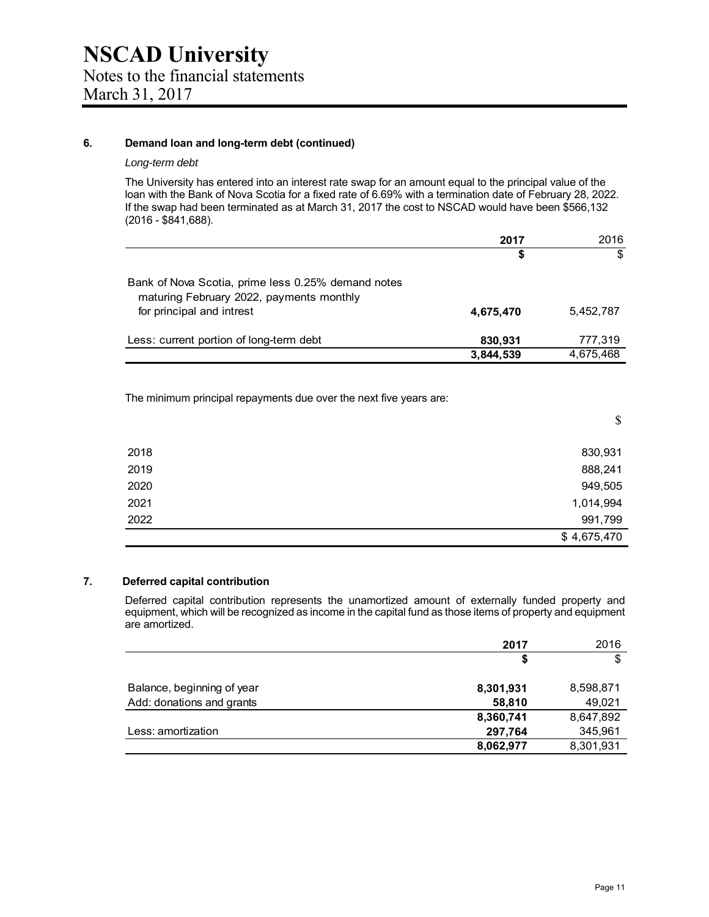# NSCAD University

Notes to the financial statements
March 31, 2017

## 6. Demand loan and long-term debt (continued)

*Long-term debt*

The University has entered into an interest rate swap for an amount equal to the principal value of the loan with the Bank of Nova Scotia for a fixed rate of 6.69% with a termination date of February 28, 2022. If the swap had been terminated as at March 31, 2017 the cost to NSCAD would have been $566,132 (2016 - $841,688).

| | **2017** | 2016 |
|---|---|---|
| | **$** | $ |
| Bank of Nova Scotia, prime less 0.25% demand notes maturing February 2022, payments monthly for principal and intrest | **4,675,470** | 5,452,787 |
| Less: current portion of long-term debt | **830,931** | 777,319 |
| | **3,844,539** | 4,675,468 |

The minimum principal repayments due over the next five years are:

| | $ |
|---|---|
| 2018 | 830,931 |
| 2019 | 888,241 |
| 2020 | 949,505 |
| 2021 | 1,014,994 |
| 2022 | 991,799 |
| | $ 4,675,470 |

## 7. Deferred capital contribution

Deferred capital contribution represents the unamortized amount of externally funded property and equipment, which will be recognized as income in the capital fund as those items of property and equipment are amortized.

| | **2017** | 2016 |
|---|---|---|
| | **$** | $ |
| Balance, beginning of year | **8,301,931** | 8,598,871 |
| Add: donations and grants | **58,810** | 49,021 |
| | **8,360,741** | 8,647,892 |
| Less: amortization | **297,764** | 345,961 |
| | **8,062,977** | 8,301,931 |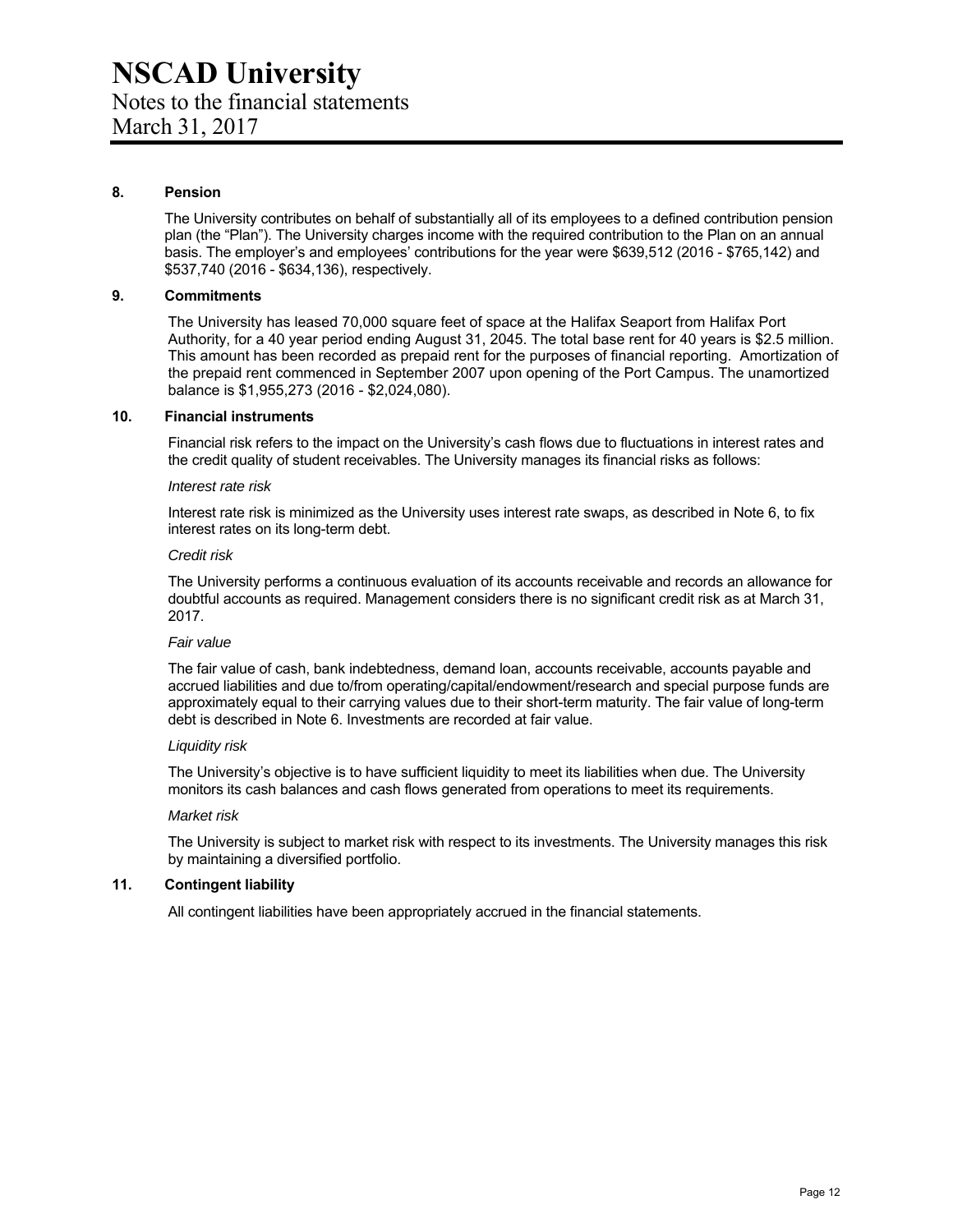# NSCAD University

Notes to the financial statements
March 31, 2017

## 8. Pension

The University contributes on behalf of substantially all of its employees to a defined contribution pension plan (the "Plan"). The University charges income with the required contribution to the Plan on an annual basis. The employer's and employees' contributions for the year were $639,512 (2016 - $765,142) and $537,740 (2016 - $634,136), respectively.

## 9. Commitments

The University has leased 70,000 square feet of space at the Halifax Seaport from Halifax Port Authority, for a 40 year period ending August 31, 2045. The total base rent for 40 years is $2.5 million. This amount has been recorded as prepaid rent for the purposes of financial reporting. Amortization of the prepaid rent commenced in September 2007 upon opening of the Port Campus. The unamortized balance is $1,955,273 (2016 - $2,024,080).

## 10. Financial instruments

Financial risk refers to the impact on the University's cash flows due to fluctuations in interest rates and the credit quality of student receivables. The University manages its financial risks as follows:

*Interest rate risk*

Interest rate risk is minimized as the University uses interest rate swaps, as described in Note 6, to fix interest rates on its long-term debt.

*Credit risk*

The University performs a continuous evaluation of its accounts receivable and records an allowance for doubtful accounts as required. Management considers there is no significant credit risk as at March 31, 2017.

*Fair value*

The fair value of cash, bank indebtedness, demand loan, accounts receivable, accounts payable and accrued liabilities and due to/from operating/capital/endowment/research and special purpose funds are approximately equal to their carrying values due to their short-term maturity. The fair value of long-term debt is described in Note 6. Investments are recorded at fair value.

*Liquidity risk*

The University's objective is to have sufficient liquidity to meet its liabilities when due. The University monitors its cash balances and cash flows generated from operations to meet its requirements.

*Market risk*

The University is subject to market risk with respect to its investments. The University manages this risk by maintaining a diversified portfolio.

## 11. Contingent liability

All contingent liabilities have been appropriately accrued in the financial statements.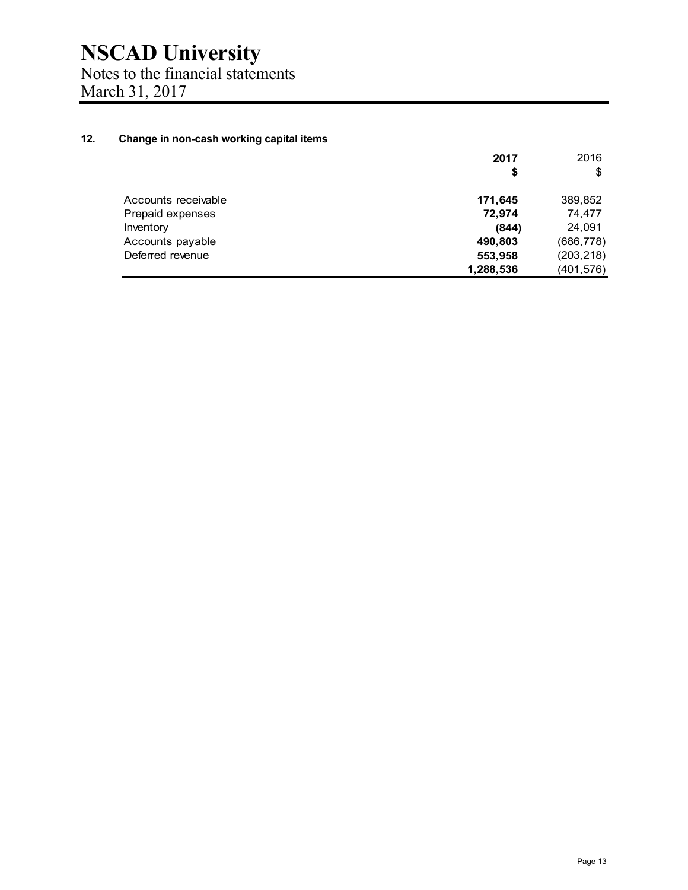# NSCAD University

Notes to the financial statements
March 31, 2017

### 12. Change in non-cash working capital items

| | **2017** | 2016 |
|---|---|---|
| | **$** | $ |
| Accounts receivable | **171,645** | 389,852 |
| Prepaid expenses | **72,974** | 74,477 |
| Inventory | **(844)** | 24,091 |
| Accounts payable | **490,803** | (686,778) |
| Deferred revenue | **553,958** | (203,218) |
| | **1,288,536** | (401,576) |